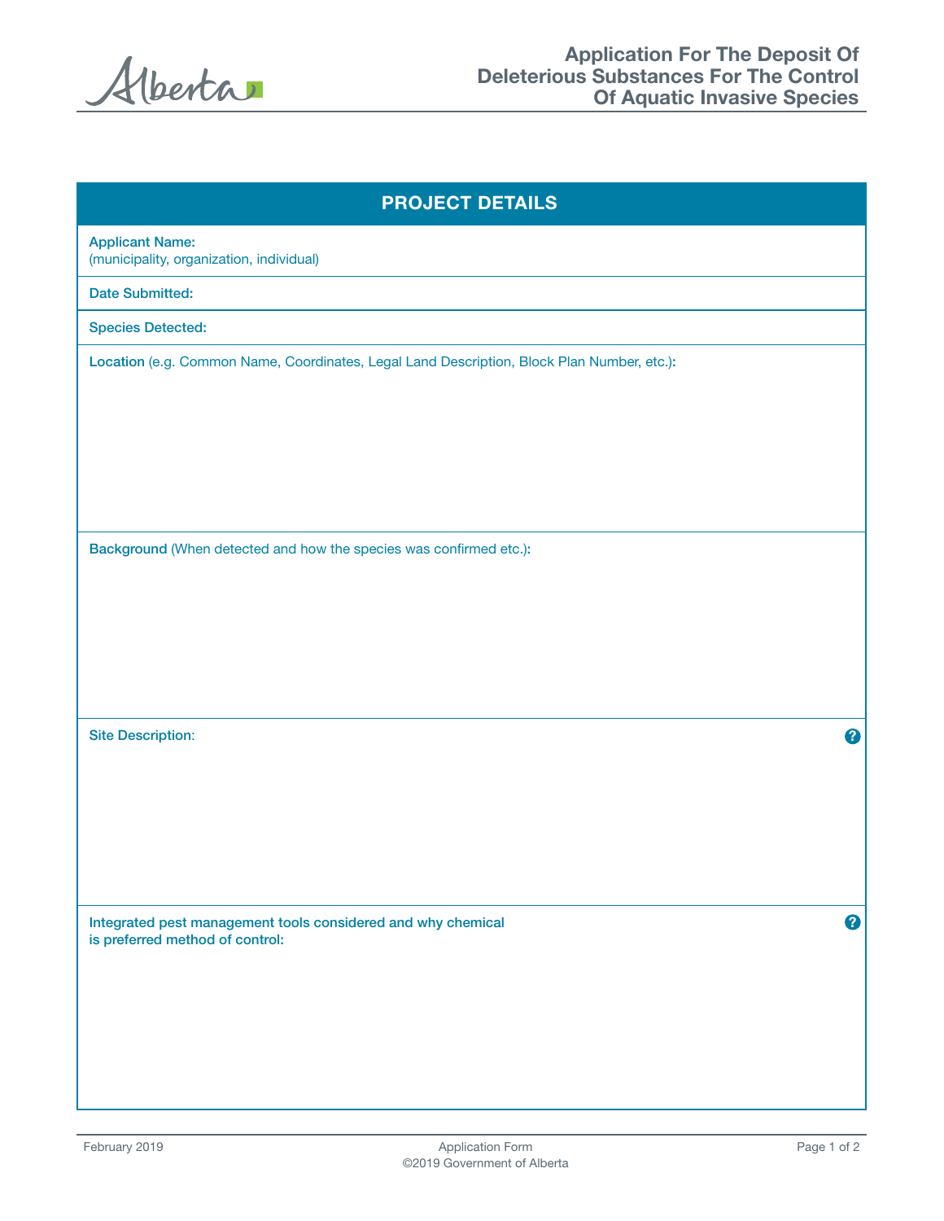# Application For The Deposit Of Deleterious Substances For The Control Of Aquatic Invasive Species

## PROJECT DETAILS

**Applicant Name:**
(municipality, organization, individual)

**Date Submitted:**

**Species Detected:**

**Location** (e.g. Common Name, Coordinates, Legal Land Description, Block Plan Number, etc.)**:**

**Background** (When detected and how the species was confirmed etc.)**:**

**Site Description:**

**Integrated pest management tools considered and why chemical is preferred method of control:**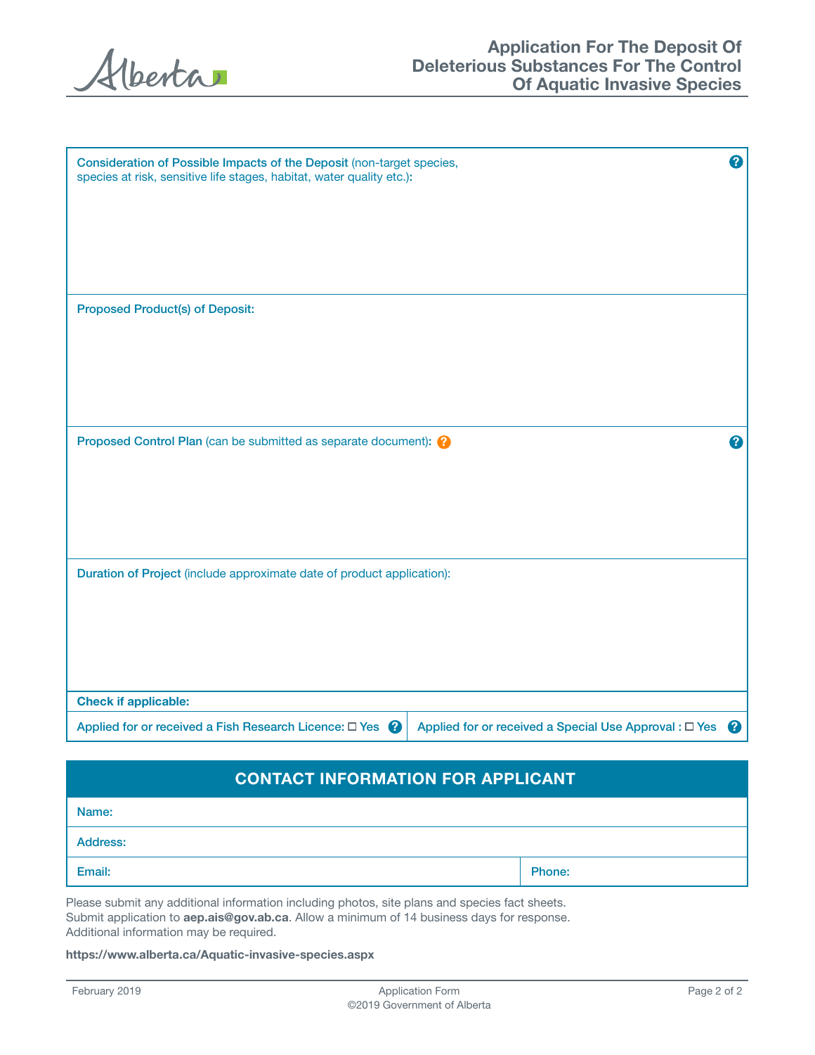**Consideration of Possible Impacts of the Deposit** (non-target species, species at risk, sensitive life stages, habitat, water quality etc.):

**Proposed Product(s) of Deposit:**

**Proposed Control Plan** (can be submitted as separate document):

**Duration of Project** (include approximate date of product application):

**Check if applicable:**

| | |
|---|---|
| Applied for or received a Fish Research Licence: ☐ Yes | Applied for or received a Special Use Approval : ☐ Yes |

## CONTACT INFORMATION FOR APPLICANT

| | |
|---|---|
| Name: | |
| Address: | |
| Email: | Phone: |

Please submit any additional information including photos, site plans and species fact sheets.
Submit application to **aep.ais@gov.ab.ca**. Allow a minimum of 14 business days for response.
Additional information may be required.

**https://www.alberta.ca/Aquatic-invasive-species.aspx**